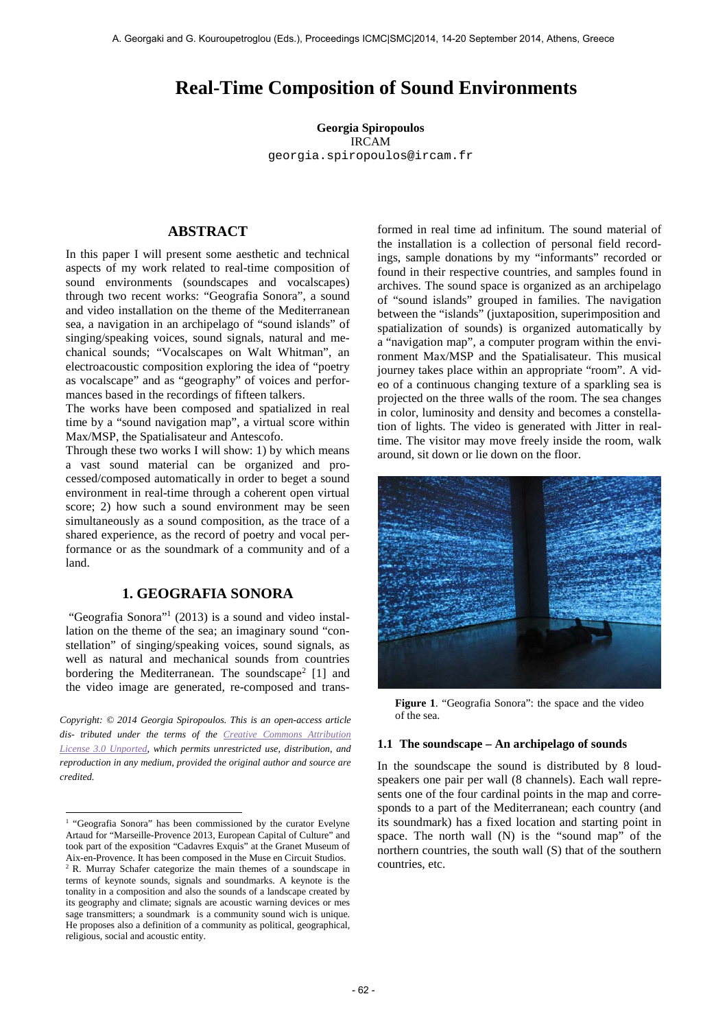# Real-Time Composition of Sound Environments

**Georgia Spiropoulos**
IRCAM
georgia.spiropoulos@ircam.fr

## ABSTRACT

In this paper I will present some aesthetic and technical aspects of my work related to real-time composition of sound environments (soundscapes and vocalscapes) through two recent works: "Geografia Sonora", a sound and video installation on the theme of the Mediterranean sea, a navigation in an archipelago of "sound islands" of singing/speaking voices, sound signals, natural and mechanical sounds; "Vocalscapes on Walt Whitman", an electroacoustic composition exploring the idea of "poetry as vocalscape" and as "geography" of voices and performances based in the recordings of fifteen talkers.

The works have been composed and spatialized in real time by a "sound navigation map", a virtual score within Max/MSP, the Spatialisateur and Antescofo.

Through these two works I will show: 1) by which means a vast sound material can be organized and processed/composed automatically in order to beget a sound environment in real-time through a coherent open virtual score; 2) how such a sound environment may be seen simultaneously as a sound composition, as the trace of a shared experience, as the record of poetry and vocal performance or as the soundmark of a community and of a land.

## 1. GEOGRAFIA SONORA

"Geografia Sonora"[1] (2013) is a sound and video installation on the theme of the sea; an imaginary sound "constellation" of singing/speaking voices, sound signals, as well as natural and mechanical sounds from countries bordering the Mediterranean. The soundscape[2] [1] and the video image are generated, re-composed and transformed in real time ad infinitum. The sound material of the installation is a collection of personal field recordings, sample donations by my "informants" recorded or found in their respective countries, and samples found in archives. The sound space is organized as an archipelago of "sound islands" grouped in families. The navigation between the "islands" (juxtaposition, superimposition and spatialization of sounds) is organized automatically by a "navigation map", a computer program within the environment Max/MSP and the Spatialisateur. This musical journey takes place within an appropriate "room". A video of a continuous changing texture of a sparkling sea is projected on the three walls of the room. The sea changes in color, luminosity and density and becomes a constellation of lights. The video is generated with Jitter in real-time. The visitor may move freely inside the room, walk around, sit down or lie down on the floor.

**Figure 1**. "Geografia Sonora": the space and the video of the sea.

### 1.1 The soundscape – An archipelago of sounds

In the soundscape the sound is distributed by 8 loudspeakers one pair per wall (8 channels). Each wall represents one of the four cardinal points in the map and corresponds to a part of the Mediterranean; each country (and its soundmark) has a fixed location and starting point in space. The north wall (N) is the "sound map" of the northern countries, the south wall (S) that of the southern countries, etc.

*Copyright: © 2014 Georgia Spiropoulos. This is an open-access article dis- tributed under the terms of the Creative Commons Attribution License 3.0 Unported, which permits unrestricted use, distribution, and reproduction in any medium, provided the original author and source are credited.*

[1] "Geografia Sonora" has been commissioned by the curator Evelyne Artaud for "Marseille-Provence 2013, European Capital of Culture" and took part of the exposition "Cadavres Exquis" at the Granet Museum of Aix-en-Provence. It has been composed in the Muse en Circuit Studios.

[2] R. Murray Schafer categorize the main themes of a soundscape in terms of keynote sounds, signals and soundmarks. A keynote is the tonality in a composition and also the sounds of a landscape created by its geography and climate; signals are acoustic warning devices or mes sage transmitters; a soundmark is a community sound wich is unique. He proposes also a definition of a community as political, geographical, religious, social and acoustic entity.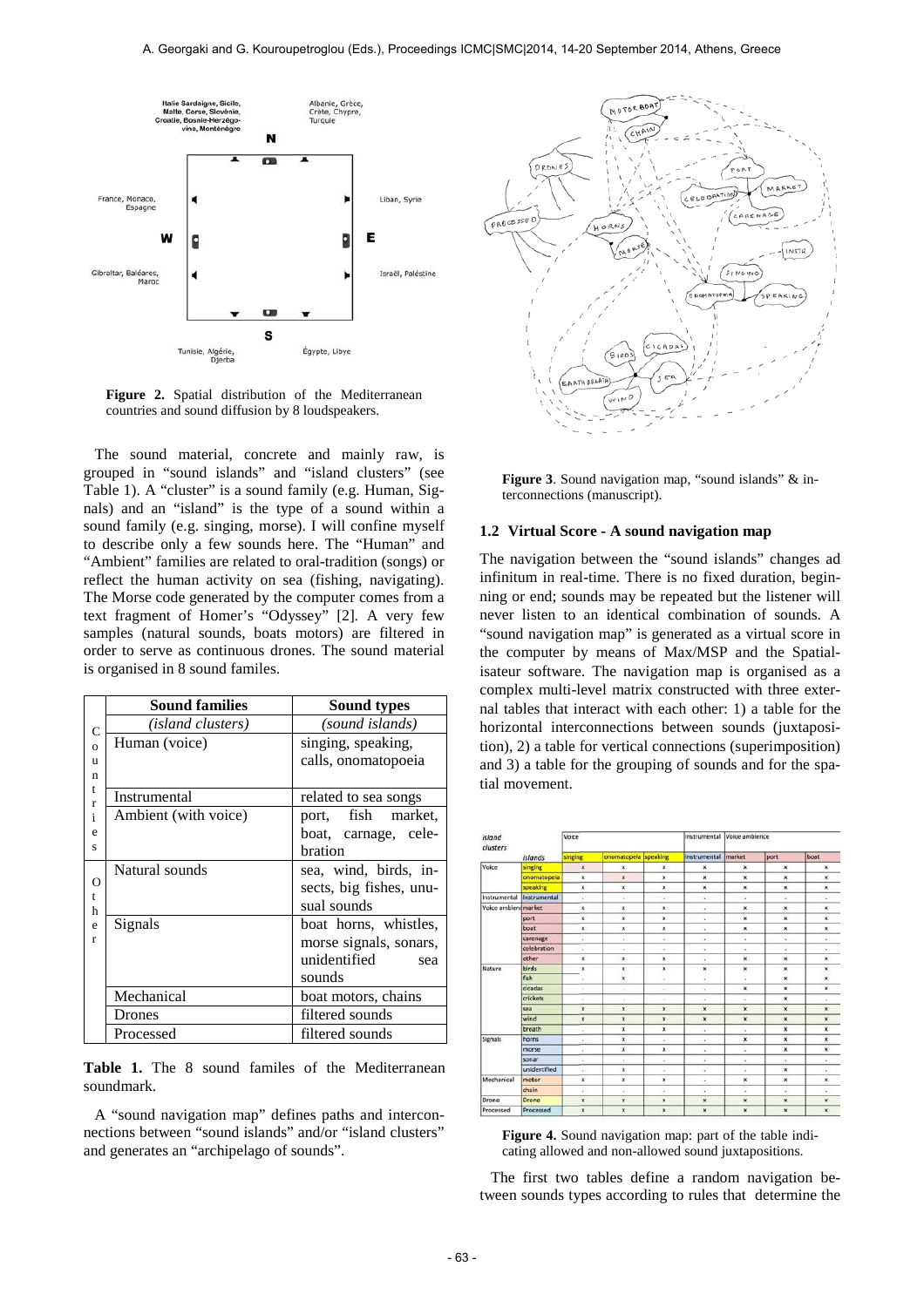Italie Sardaigne, Sicile, Malte, Corse, Slovénie, Croatie, Bosnie-Herzégovina, Monténégro

Albanie, Grèce, Crète, Chypre, Turquie

N

France, Monaco, Espagne

Liban, Syrie

W

E

Gibraltar, Baléares, Maroc

Israël, Palestine

S

Tunisie, Algérie, Djerba

Égypte, Libye

**Figure 2.** Spatial distribution of the Mediterranean countries and sound diffusion by 8 loudspeakers.

The sound material, concrete and mainly raw, is grouped in "sound islands" and "island clusters" (see Table 1). A "cluster" is a sound family (e.g. Human, Signals) and an "island" is the type of a sound within a sound family (e.g. singing, morse). I will confine myself to describe only a few sounds here. The "Human" and "Ambient" families are related to oral-tradition (songs) or reflect the human activity on sea (fishing, navigating). The Morse code generated by the computer comes from a text fragment of Homer's "Odyssey" [2]. A very few samples (natural sounds, boats motors) are filtered in order to serve as continuous drones. The sound material is organised in 8 sound familes.

| | Sound families | Sound types |
|---|---|---|
| Countries | *(island clusters)* | *(sound islands)* |
| | Human (voice) | singing, speaking, calls, onomatopoeia |
| | Instrumental | related to sea songs |
| | Ambient (with voice) | port, fish market, boat, carnage, celebration |
| Other | Natural sounds | sea, wind, birds, insects, big fishes, unusual sounds |
| | Signals | boat horns, whistles, morse signals, sonars, unidentified sea sounds |
| | Mechanical | boat motors, chains |
| | Drones | filtered sounds |
| | Processed | filtered sounds |

**Table 1.** The 8 sound familes of the Mediterranean soundmark.

A "sound navigation map" defines paths and interconnections between "sound islands" and/or "island clusters" and generates an "archipelago of sounds".

MOTOR BOAT

CHAIN

DRONES

PORT

MARKET

CELEBRATION

CARCASSE

PROCESSED

HORNS

MORSE

INSTR

SINGING

ONOMATOPEIA

SPEAKING

BIRDS

CICADAS

BREATH

SEA

WIND

**Figure 3**. Sound navigation map, "sound islands" & interconnections (manuscript).

## 1.2 Virtual Score - A sound navigation map

The navigation between the "sound islands" changes ad infinitum in real-time. There is no fixed duration, beginning or end; sounds may be repeated but the listener will never listen to an identical combination of sounds. A "sound navigation map" is generated as a virtual score in the computer by means of Max/MSP and the Spatialisateur software. The navigation map is organised as a complex multi-level matrix constructed with three external tables that interact with each other: 1) a table for the horizontal interconnections between sounds (juxtaposition), 2) a table for vertical connections (superimposition) and 3) a table for the grouping of sounds and for the spatial movement.

| island clusters | islands | Voice | | | Instrumental | Voice ambience | | |
|---|---|---|---|---|---|---|---|---|
| | | singing | onomatopeia | speaking | instrumental | market | port | boat |
| Voice | singing | x | x | x | x | x | x | x |
| | onomatopeia | x | x | x | x | x | x | x |
| | speaking | x | x | x | x | x | x | x |
| Instrumental | instrumental | . | . | . | . | . | . | . |
| Voice ambience | market | x | x | x | . | x | x | x |
| | port | x | x | x | . | x | x | x |
| | boat | x | x | x | . | x | x | x |
| | carenage | . | . | . | . | . | . | . |
| | celebration | . | . | . | . | . | . | . |
| | other | x | x | x | . | x | x | x |
| Nature | birds | x | x | x | x | x | x | x |
| | fish | . | x | . | . | . | x | x |
| | cicadas | . | . | . | . | x | x | x |
| | crickets | . | . | . | . | . | x | . |
| | sea | x | x | x | x | x | x | x |
| | wind | x | x | x | x | x | x | x |
| | breath | . | x | x | . | . | x | x |
| Signals | horns | . | x | . | . | x | x | x |
| | morse | . | x | x | . | . | x | x |
| | sonar | . | . | . | . | . | . | . |
| | unidentified | . | x | . | . | . | x | . |
| Mechanical | motor | x | x | x | . | x | x | x |
| | chain | . | . | . | . | . | . | . |
| Drone | Drone | x | x | x | x | x | x | x |
| Processed | Processed | x | x | x | x | x | x | x |

**Figure 4.** Sound navigation map: part of the table indicating allowed and non-allowed sound juxtapositions.

The first two tables define a random navigation between sounds types according to rules that determine the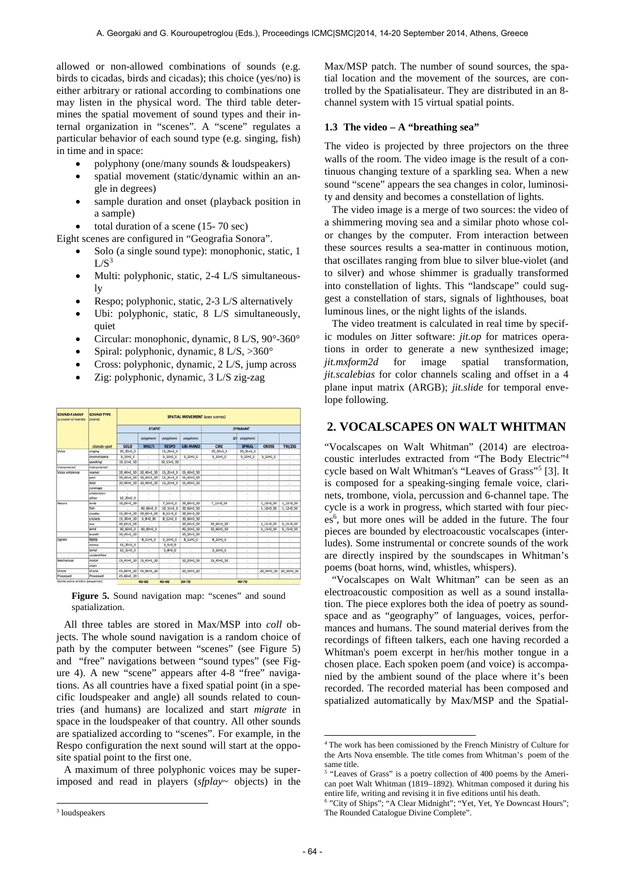allowed or non-allowed combinations of sounds (e.g. birds to cicadas, birds and cicadas); this choice (yes/no) is either arbitrary or rational according to combinations one may listen in the physical word. The third table determines the spatial movement of sound types and their internal organization in "scenes". A "scene" regulates a particular behavior of each sound type (e.g. singing, fish) in time and in space:

- polyphony (one/many sounds & loudspeakers)
- spatial movement (static/dynamic within an angle in degrees)
- sample duration and onset (playback position in a sample)
- total duration of a scene (15- 70 sec)

Eight scenes are configured in "Geografia Sonora".

- Solo (a single sound type): monophonic, static, 1 L/S[3]
- Multi: polyphonic, static, 2-4 L/S simultaneously
- Respo; polyphonic, static, 2-3 L/S alternatively
- Ubi: polyphonic, static, 8 L/S simultaneously, quiet
- Circular: monophonic, dynamic, 8 L/S, 90°-360°
- Spiral: polyphonic, dynamic, 8 L/S, >360°
- Cross: polyphonic, dynamic, 2 L/S, jump across
- Zig: polyphonic, dynamic, 3 L/S zig-zag

| SOUND FAMILY (a cluster of islands) | SOUND TYPE (island) | SPATIAL MOVEMENT (avec scenes) | | | | | | | |
|---|---|---|---|---|---|---|---|---|---|
| | | STATIC | | | | DYNAMIC | | | |
| | | | polyphonic | polyphonic | polyphonic | | polyphonic | | |
| | islands-spot | SOLO | MULTI | RESPO | UBI-PIANO | CIRC | SPIRAL | CROSS | TRI/ZIG |
| Voice | singing | 20_30+0_0 | . | 15_20+0_3 | . | 20_30+0_3 | 20_35+0_3 | . | . |
| | onomatopeia | 5_10+0_0 | . | 5_10+0_0 | 5_10+0_0 | 5_10+0_0 | 5_10+0_0 | 5_10+0_0 | . |
| | speaking | 10_15+0_50 | . | 10_15+0_50 | . | . | . | . | . |
| Instrumental | instrumental | . | . | . | . | . | . | . | . |
| Voice ambience | market | 20_40+0_50 | 20_40+0_50 | 15_25+0_3 | 15_40+0_50 | . | . | . | . |
| | port | 20_40+0_50 | 20_40+0_50 | 15_25+0_3 | 15_40+0_50 | . | . | . | . |
| | boat | 20_40+0_50 | 20_40+0_50 | 15_25+0_3 | 15_40+0_50 | . | . | . | . |
| | carenage | . | . | . | . | . | . | . | . |
| | celebration | . | . | . | . | . | . | . | . |
| | other | 10_20+0_0 | . | . | . | . | . | . | . |
| Nature | birds | 10_20+0_50 | . | 7_10+0_0 | 10_60+0_50 | 7_15+0_50 | . | 5_10+0_50 | 5_12+0_50 |
| | fish | . | 40_60+0_3 | 10_15+0_3 | 30_60+0_50 | . | . | 5_10+0_50 | 5_12+0_50 |
| | cicadas | 15_30+0_30 | 30_60+0_50 | 8_12+0_0 | 30_60+0_50 | . | . | . | . |
| | crickets | 15_30+0_30 | 5_8+0_30 | 8_12+0_0 | 30_60+0_50 | . | . | . | . |
| | sea | 30_60+0_50 | . | . | 30_60+0_50 | 30_60+0_50 | . | 5_15+0_50 | 8_15+0_50 |
| | wind | 30_60+0_0 | 30_60+0_0 | . | 40_50+0_50 | 30_60+0_50 | . | 5_15+0_50 | 8_15+0_50 |
| | breath | 10_40+0_30 | . | . | 10_20+0_50 | . | . | . | . |
| Signals | horns | . | 8_12+0_0 | 5_10+0_0 | 8_12+0_0 | 8_10+0_0 | . | . | . |
| | morse | 15_20+0_0 | . | 2_5+0_0 | . | . | . | . | . |
| | sonar | 10_15+0_0 | . | 5_8+0_0 | . | 3_10+0_0 | . | . | . |
| | unidentified | . | . | . | . | . | . | . | . |
| Mechanical | motor | 15_45+0_30 | 15_45+0_30 | . | 10_20+0_50 | 15_45+0_50 | . | . | . |
| | chain | . | . | . | . | . | . | . | . |
| Drone | Drone | 45_60+0_20 | 45_60+0_20 | . | 20_30+0_20 | . | . | 20_30+0_50 | 20_30+0_50 |
| Processed | Processed | 45_60+0_20 | . | . | . | . | . | . | . |
| Durée scène entière (sequence) | | | 45-60 | 45-60 | 50-70 | 40-70 | | | |

**Figure 5.** Sound navigation map: "scenes" and sound spatialization.

All three tables are stored in Max/MSP into *coll* objects. The whole sound navigation is a random choice of path by the computer between "scenes" (see Figure 5) and "free" navigations between "sound types" (see Figure 4). A new "scene" appears after 4-8 "free" navigations. As all countries have a fixed spatial point (in a specific loudspeaker and angle) all sounds related to countries (and humans) are localized and start *migrate* in space in the loudspeaker of that country. All other sounds are spatialized according to "scenes". For example, in the Respo configuration the next sound will start at the opposite spatial point to the first one.

A maximum of three polyphonic voices may be superimposed and read in players (*sfplay~* objects) in the Max/MSP patch. The number of sound sources, the spatial location and the movement of the sources, are controlled by the Spatialisateur. They are distributed in an 8-channel system with 15 virtual spatial points.

### 1.3 The video – A "breathing sea"

The video is projected by three projectors on the three walls of the room. The video image is the result of a continuous changing texture of a sparkling sea. When a new sound "scene" appears the sea changes in color, luminosity and density and becomes a constellation of lights.

The video image is a merge of two sources: the video of a shimmering moving sea and a similar photo whose color changes by the computer. From interaction between these sources results a sea-matter in continuous motion, that oscillates ranging from blue to silver blue-violet (and to silver) and whose shimmer is gradually transformed into constellation of lights. This "landscape" could suggest a constellation of stars, signals of lighthouses, boat luminous lines, or the night lights of the islands.

The video treatment is calculated in real time by specific modules on Jitter software: *jit.op* for matrices operations in order to generate a new synthesized image; *jit.mxform2d* for image spatial transformation, *jit.scalebias* for color channels scaling and offset in a 4 plane input matrix (ARGB); *jit.slide* for temporal envelope following.

## 2. VOCALSCAPES ON WALT WHITMAN

"Vocalscapes on Walt Whitman" (2014) are electroacoustic interludes extracted from "The Body Electric"[4] cycle based on Walt Whitman's "Leaves of Grass"[5] [3]. It is composed for a speaking-singing female voice, clarinets, trombone, viola, percussion and 6-channel tape. The cycle is a work in progress, which started with four pieces[6], but more ones will be added in the future. The four pieces are bounded by electroacoustic vocalscapes (interludes). Some instrumental or concrete sounds of the work are directly inspired by the soundscapes in Whitman's poems (boat horns, wind, whistles, whispers).

"Vocalscapes on Walt Whitman" can be seen as an electroacoustic composition as well as a sound installation. The piece explores both the idea of poetry as soundspace and as "geography" of languages, voices, performances and humans. The sound material derives from the recordings of fifteen talkers, each one having recorded a Whitman's poem excerpt in her/his mother tongue in a chosen place. Each spoken poem (and voice) is accompanied by the ambient sound of the place where it's been recorded. The recorded material has been composed and spatialized automatically by Max/MSP and the Spatial-

---

[3] loudspeakers

[4] The work has been comissioned by the French Ministry of Culture for the Arts Nova ensemble. The title comes from Whitman's poem of the same title.

[5] "Leaves of Grass" is a poetry collection of 400 poems by the American poet Walt Whitman (1819–1892). Whitman composed it during his entire life, writing and revising it in five editions until his death.

[6] "City of Ships"; "A Clear Midnight"; "Yet, Yet, Ye Downcast Hours"; The Rounded Catalogue Divine Complete".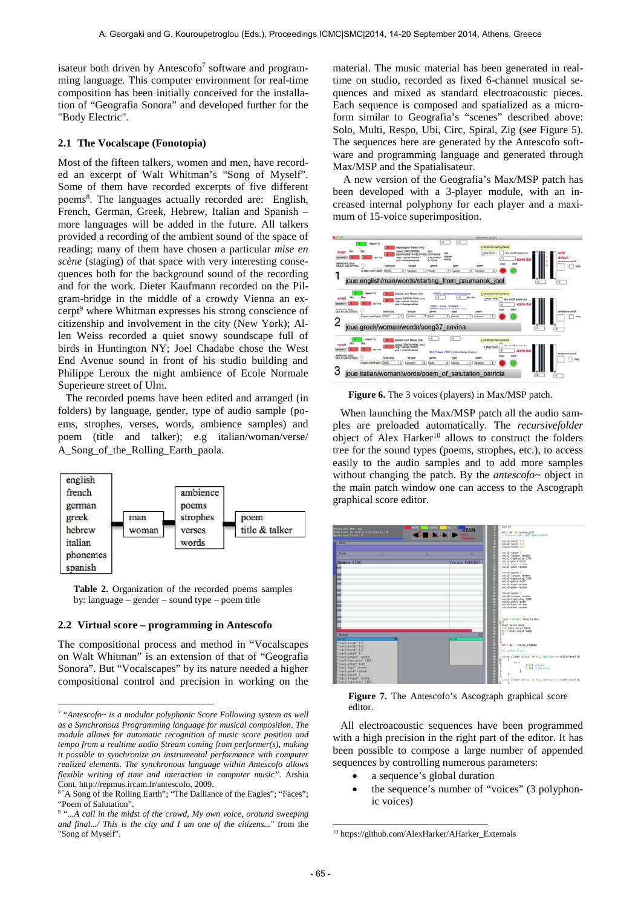isateur both driven by Antescofo[7] software and programming language. This computer environment for real-time composition has been initially conceived for the installation of "Geografia Sonora" and developed further for the "Body Electric".

### 2.1 The Vocalscape (Fonotopia)

Most of the fifteen talkers, women and men, have recorded an excerpt of Walt Whitman's "Song of Myself". Some of them have recorded excerpts of five different poems[8]. The languages actually recorded are: English, French, German, Greek, Hebrew, Italian and Spanish – more languages will be added in the future. All talkers provided a recording of the ambient sound of the space of reading; many of them have chosen a particular *mise en scène* (staging) of that space with very interesting consequences both for the background sound of the recording and for the work. Dieter Kaufmann recorded on the Pilgram-bridge in the middle of a crowdy Vienna an excerpt[9] where Whitman expresses his strong conscience of citizenship and involvement in the city (New York); Allen Weiss recorded a quiet snowy soundscape full of birds in Huntington NY; Joel Chadabe chose the West End Avenue sound in front of his studio building and Philippe Leroux the night ambience of Ecole Normale Superieure street of Ulm.

The recorded poems have been edited and arranged (in folders) by language, gender, type of audio sample (poems, strophes, verses, words, ambience samples) and poem (title and talker); e.g italian/woman/verse/A_Song_of_the_Rolling_Earth_paola.

| | | | |
|---|---|---|---|
| english<br>french<br>german<br>greek<br>hebrew<br>italian<br>phonemes<br>spanish | man<br>woman | ambience<br>poems<br>strophes<br>verses<br>words | poem<br>title & talker |

**Table 2.** Organization of the recorded poems samples by: language – gender – sound type – poem title

### 2.2 Virtual score – programming in Antescofo

The compositional process and method in "Vocalscapes on Walt Whitman" is an extension of that of "Geografia Sonora". But "Vocalscapes" by its nature needed a higher compositional control and precision in working on the material. The music material has been generated in real-time on studio, recorded as fixed 6-channel musical sequences and mixed as standard electroacoustic pieces. Each sequence is composed and spatialized as a micro-form similar to Geografia's "scenes" described above: Solo, Multi, Respo, Ubi, Circ, Spiral, Zig (see Figure 5). The sequences here are generated by the Antescofo software and programming language and generated through Max/MSP and the Spatialisateur.

A new version of the Geografia's Max/MSP patch has been developed with a 3-player module, with an increased internal polyphony for each player and a maximum of 15-voice superimposition.

**Figure 6.** The 3 voices (players) in Max/MSP patch.

When launching the Max/MSP patch all the audio samples are preloaded automatically. The *recursivefolder* object of Alex Harker[10] allows to construct the folders tree for the sound types (poems, strophes, etc.), to access easily to the audio samples and to add more samples without changing the patch. By the *antescofo~* object in the main patch window one can access to the Ascograph graphical score editor.

**Figure 7.** The Antescofo's Ascograph graphical score editor.

All electroacoustic sequences have been programmed with a high precision in the right part of the editor. It has been possible to compose a large number of appended sequences by controlling numerous parameters:

- a sequence's global duration
- the sequence's number of "voices" (3 polyphonic voices)

[7] *"Antescofo~ is a modular polyphonic Score Following system as well as a Synchronous Programming language for musical composition. The module allows for automatic recognition of music score position and tempo from a realtime audio Stream coming from performer(s), making it possible to synchronize an instrumental performance with computer realized elements. The synchronous language within Antescofo allows flexible writing of time and interaction in computer music"*. Arshia Cont, http://repmus.ircam.fr/antescofo, 2009.

[8] "A Song of the Rolling Earth"; "The Dalliance of the Eagles"; "Faces"; "Poem of Salutation".

[9] *"...A call in the midst of the crowd, My own voice, orotund sweeping and final.../ This is the city and I am one of the citizens..."* from the "Song of Myself".

[10] https://github.com/AlexHarker/AHarker_Externals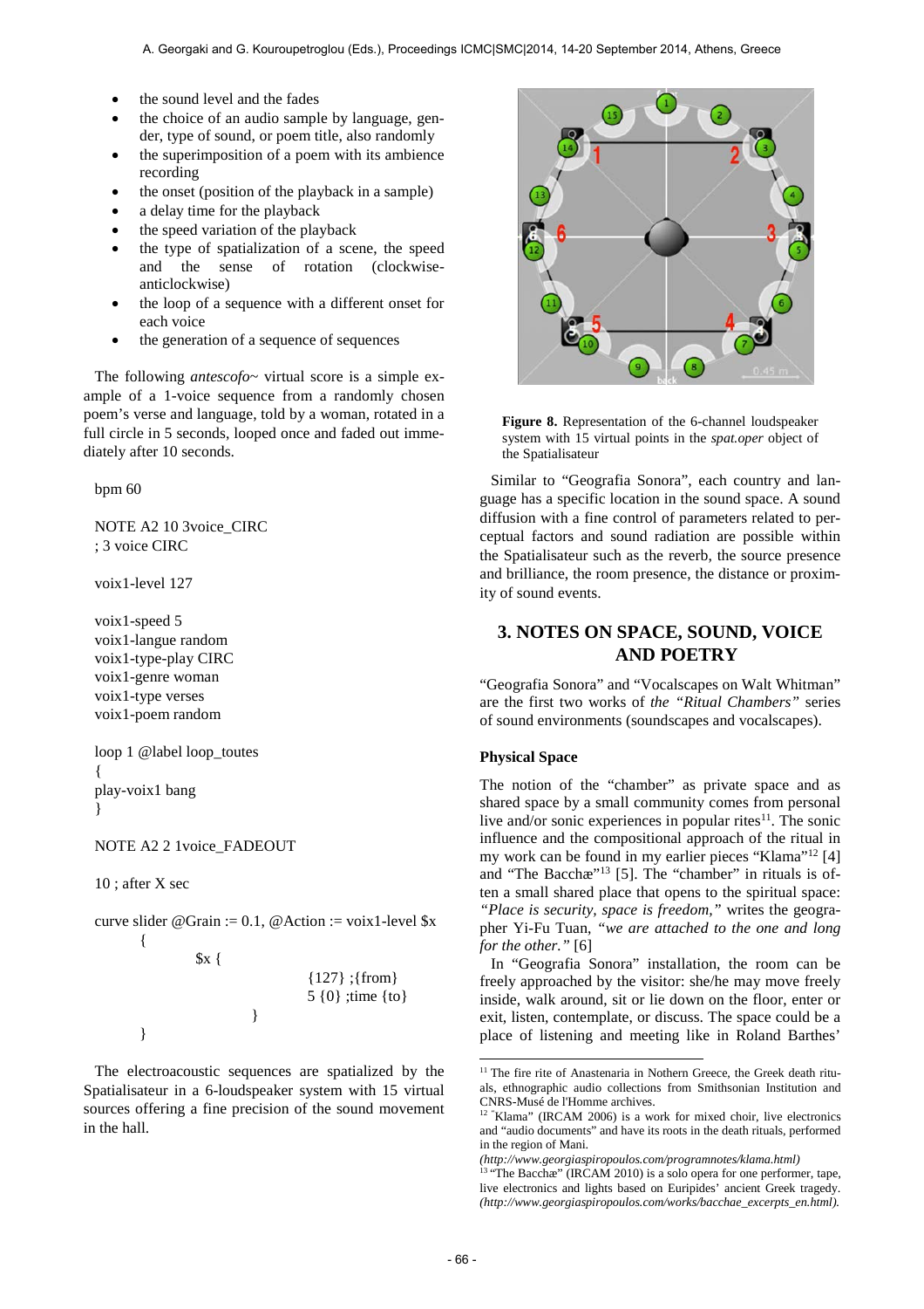- the sound level and the fades
- the choice of an audio sample by language, gender, type of sound, or poem title, also randomly
- the superimposition of a poem with its ambience recording
- the onset (position of the playback in a sample)
- a delay time for the playback
- the speed variation of the playback
- the type of spatialization of a scene, the speed and the sense of rotation (clockwise-anticlockwise)
- the loop of a sequence with a different onset for each voice
- the generation of a sequence of sequences

The following *antescofo~* virtual score is a simple example of a 1-voice sequence from a randomly chosen poem's verse and language, told by a woman, rotated in a full circle in 5 seconds, looped once and faded out immediately after 10 seconds.

```
bpm 60

NOTE A2 10 3voice_CIRC
; 3 voice CIRC

voix1-level 127

voix1-speed 5
voix1-langue random
voix1-type-play CIRC
voix1-genre woman
voix1-type verses
voix1-poem random

loop 1 @label loop_toutes
{
play-voix1 bang
}

NOTE A2 2 1voice_FADEOUT

10 ; after X sec

curve slider @Grain := 0.1, @Action := voix1-level $x
        {
                $x {
                                {127} ;{from}
                                5 {0} ;time {to}
                        }
        }
```

The electroacoustic sequences are spatialized by the Spatialisateur in a 6-loudspeaker system with 15 virtual sources offering a fine precision of the sound movement in the hall.

1
2
3
4
5
6
1
2
3
4
5
6
7
8
9
10
11
12
13
14
15
back
0.45 m

**Figure 8.** Representation of the 6-channel loudspeaker system with 15 virtual points in the *spat.oper* object of the Spatialisateur

Similar to "Geografia Sonora", each country and language has a specific location in the sound space. A sound diffusion with a fine control of parameters related to perceptual factors and sound radiation are possible within the Spatialisateur such as the reverb, the source presence and brilliance, the room presence, the distance or proximity of sound events.

## 3. NOTES ON SPACE, SOUND, VOICE AND POETRY

"Geografia Sonora" and "Vocalscapes on Walt Whitman" are the first two works of *the "Ritual Chambers"* series of sound environments (soundscapes and vocalscapes).

### Physical Space

The notion of the "chamber" as private space and as shared space by a small community comes from personal live and/or sonic experiences in popular rites[11]. The sonic influence and the compositional approach of the ritual in my work can be found in my earlier pieces "Klama"[12] [4] and "The Bacchæ"[13] [5]. The "chamber" in rituals is often a small shared place that opens to the spiritual space: *"Place is security, space is freedom,"* writes the geographer Yi-Fu Tuan, *"we are attached to the one and long for the other."* [6]

In "Geografia Sonora" installation, the room can be freely approached by the visitor: she/he may move freely inside, walk around, sit or lie down on the floor, enter or exit, listen, contemplate, or discuss. The space could be a place of listening and meeting like in Roland Barthes'

[11] The fire rite of Anastenaria in Nothern Greece, the Greek death rituals, ethnographic audio collections from Smithsonian Institution and CNRS-Musé de l'Homme archives.

[12] "Klama" (IRCAM 2006) is a work for mixed choir, live electronics and "audio documents" and have its roots in the death rituals, performed in the region of Mani. *(http://www.georgiaspiropoulos.com/programnotes/klama.html)*

[13] "The Bacchæ" (IRCAM 2010) is a solo opera for one performer, tape, live electronics and lights based on Euripides' ancient Greek tragedy. *(http://www.georgiaspiropoulos.com/works/bacchae_excerpts_en.html).*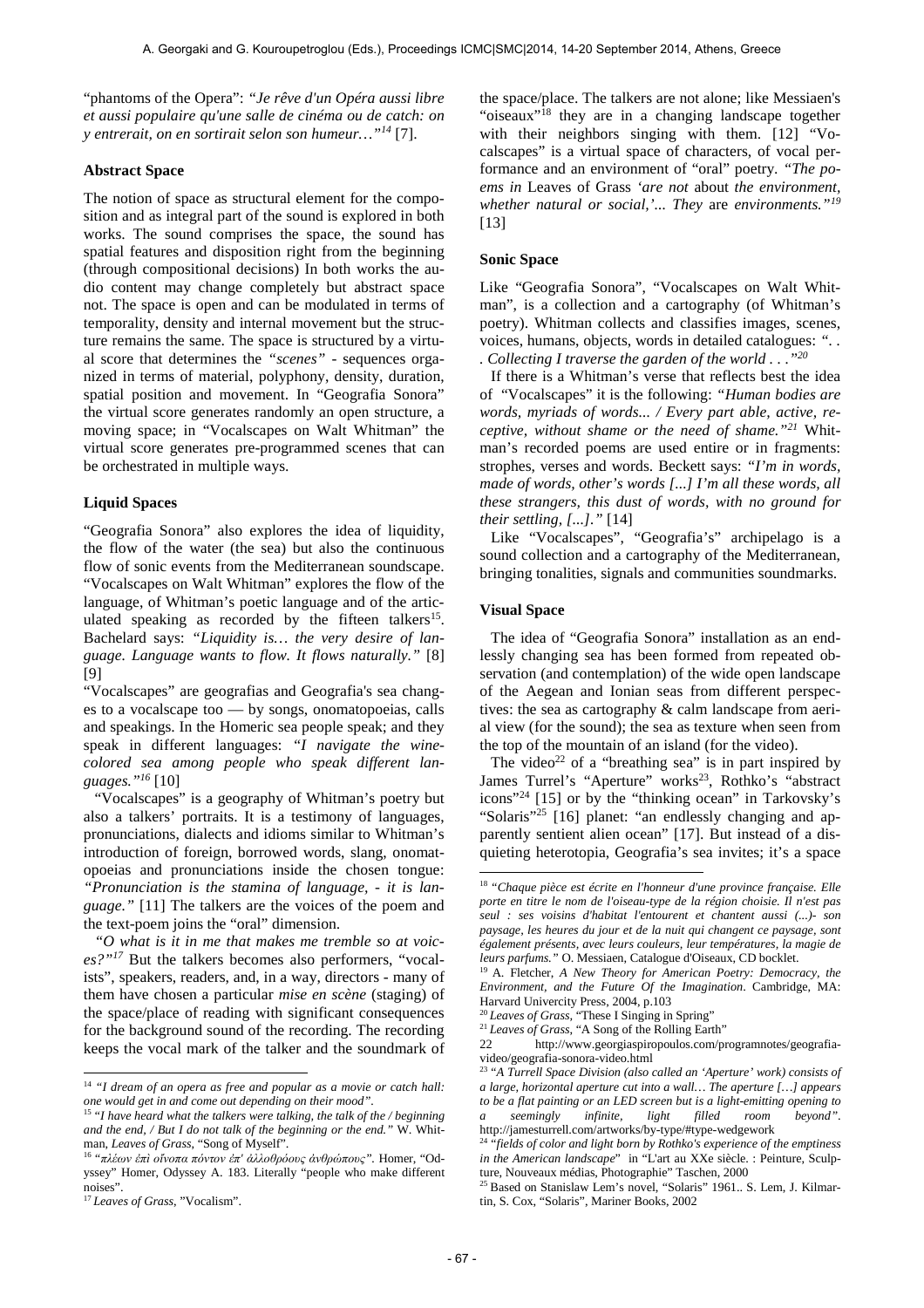"phantoms of the Opera": *"Je rêve d'un Opéra aussi libre et aussi populaire qu'une salle de cinéma ou de catch: on y entrerait, on en sortirait selon son humeur…"*[14] [7].

**Abstract Space**

The notion of space as structural element for the composition and as integral part of the sound is explored in both works. The sound comprises the space, the sound has spatial features and disposition right from the beginning (through compositional decisions) In both works the audio content may change completely but abstract space not. The space is open and can be modulated in terms of temporality, density and internal movement but the structure remains the same. The space is structured by a virtual score that determines the *"scenes"* - sequences organized in terms of material, polyphony, density, duration, spatial position and movement. In "Geografia Sonora" the virtual score generates randomly an open structure, a moving space; in "Vocalscapes on Walt Whitman" the virtual score generates pre-programmed scenes that can be orchestrated in multiple ways.

**Liquid Spaces**

"Geografia Sonora" also explores the idea of liquidity, the flow of the water (the sea) but also the continuous flow of sonic events from the Mediterranean soundscape. "Vocalscapes on Walt Whitman" explores the flow of the language, of Whitman's poetic language and of the articulated speaking as recorded by the fifteen talkers[15]. Bachelard says: *"Liquidity is… the very desire of language. Language wants to flow. It flows naturally."* [8] [9]

"Vocalscapes" are geografias and Geografia's sea changes to a vocalscape too — by songs, onomatopoeias, calls and speakings. In the Homeric sea people speak; and they speak in different languages: *"I navigate the wine-colored sea among people who speak different languages."*[16] [10]

"Vocalscapes" is a geography of Whitman's poetry but also a talkers' portraits. It is a testimony of languages, pronunciations, dialects and idioms similar to Whitman's introduction of foreign, borrowed words, slang, onomatopoeias and pronunciations inside the chosen tongue: *"Pronunciation is the stamina of language, - it is language."* [11] The talkers are the voices of the poem and the text-poem joins the "oral" dimension.

*"O what is it in me that makes me tremble so at voices?"*[17] But the talkers becomes also performers, "vocalists", speakers, readers, and, in a way, directors - many of them have chosen a particular *mise en scène* (staging) of the space/place of reading with significant consequences for the background sound of the recording. The recording keeps the vocal mark of the talker and the soundmark of the space/place. The talkers are not alone; like Messiaen's "oiseaux"[18] they are in a changing landscape together with their neighbors singing with them. [12] "Vocalscapes" is a virtual space of characters, of vocal performance and an environment of "oral" poetry. *"The poems in* Leaves of Grass *'are not* about *the environment, whether natural or social,'... They* are *environments."*[19] [13]

**Sonic Space**

Like "Geografia Sonora", "Vocalscapes on Walt Whitman", is a collection and a cartography (of Whitman's poetry). Whitman collects and classifies images, scenes, voices, humans, objects, words in detailed catalogues: *". . . Collecting I traverse the garden of the world . . ."*[20]

If there is a Whitman's verse that reflects best the idea of "Vocalscapes" it is the following: *"Human bodies are words, myriads of words... / Every part able, active, receptive, without shame or the need of shame."*[21] Whitman's recorded poems are used entire or in fragments: strophes, verses and words. Beckett says: *"I'm in words, made of words, other's words [...] I'm all these words, all these strangers, this dust of words, with no ground for their settling, [...]."* [14]

Like "Vocalscapes", "Geografia's" archipelago is a sound collection and a cartography of the Mediterranean, bringing tonalities, signals and communities soundmarks.

**Visual Space**

The idea of "Geografia Sonora" installation as an endlessly changing sea has been formed from repeated observation (and contemplation) of the wide open landscape of the Aegean and Ionian seas from different perspectives: the sea as cartography & calm landscape from aerial view (for the sound); the sea as texture when seen from the top of the mountain of an island (for the video).

The video[22] of a "breathing sea" is in part inspired by James Turrel's "Aperture" works[23], Rothko's "abstract icons"[24] [15] or by the "thinking ocean" in Tarkovsky's "Solaris"[25] [16] planet: "an endlessly changing and apparently sentient alien ocean" [17]. But instead of a disquieting heterotopia, Geografia's sea invites; it's a space

---

[14] *"I dream of an opera as free and popular as a movie or catch hall: one would get in and come out depending on their mood"*.

[15] *"I have heard what the talkers were talking, the talk of the / beginning and the end, / But I do not talk of the beginning or the end."* W. Whitman, *Leaves of Grass*, "Song of Myself".

[16] *"πλέων ἐπὶ οἴνοπα πόντον ἐπ' ἀλλοθρόους ἀνθρώπους"*. Homer, "Odyssey" Homer, Odyssey A. 183. Literally "people who make different noises".

[17] *Leaves of Grass*, "Vocalism".

[18] *"Chaque pièce est écrite en l'honneur d'une province française. Elle porte en titre le nom de l'oiseau-type de la région choisie. Il n'est pas seul : ses voisins d'habitat l'entourent et chantent aussi (...)- son paysage, les heures du jour et de la nuit qui changent ce paysage, sont également présents, avec leurs couleurs, leur températures, la magie de leurs parfums."* O. Messiaen, Catalogue d'Oiseaux, CD bocklet.

[19] A. Fletcher, *A New Theory for American Poetry: Democracy, the Environment, and the Future Of the Imagination*. Cambridge, MA: Harvard Univercity Press, 2004, p.103

[20] *Leaves of Grass*, "These I Singing in Spring"

[21] *Leaves of Grass*, "A Song of the Rolling Earth"

[22] http://www.georgiaspiropoulos.com/programnotes/geografia-video/geografia-sonora-video.html

[23] *"A Turrell Space Division (also called an 'Aperture' work) consists of a large, horizontal aperture cut into a wall… The aperture […] appears to be a flat painting or an LED screen but is a light-emitting opening to a seemingly infinite, light filled room beyond"*. http://jamesturrell.com/artworks/by-type/#type-wedgework

[24] *"fields of color and light born by Rothko's experience of the emptiness in the American landscape"* in "L'art au XXe siècle. : Peinture, Sculpture, Nouveaux médias, Photographie" Taschen, 2000

[25] Based on Stanislaw Lem's novel, "Solaris" 1961.. S. Lem, J. Kilmartin, S. Cox, "Solaris", Mariner Books, 2002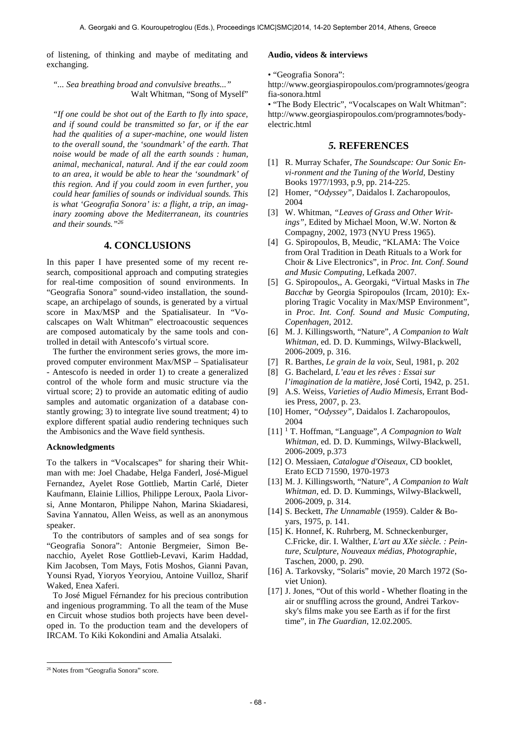of listening, of thinking and maybe of meditating and exchanging.

*"... Sea breathing broad and convulsive breaths..."*
Walt Whitman, "Song of Myself"

*"If one could be shot out of the Earth to fly into space, and if sound could be transmitted so far, or if the ear had the qualities of a super-machine, one would listen to the overall sound, the 'soundmark' of the earth. That noise would be made of all the earth sounds : human, animal, mechanical, natural. And if the ear could zoom to an area, it would be able to hear the 'soundmark' of this region. And if you could zoom in even further, you could hear families of sounds or individual sounds. This is what 'Geografia Sonora' is: a flight, a trip, an imaginary zooming above the Mediterranean, its countries and their sounds."*[26]

## 4. CONCLUSIONS

In this paper I have presented some of my recent research, compositional approach and computing strategies for real-time composition of sound environments. In "Geografia Sonora" sound-video installation, the soundscape, an archipelago of sounds, is generated by a virtual score in Max/MSP and the Spatialisateur. In "Vocalscapes on Walt Whitman" electroacoustic sequences are composed automaticaly by the same tools and controlled in detail with Antescofo's virtual score.

The further the environment series grows, the more improved computer environment Max/MSP – Spatialisateur - Antescofo is needed in order 1) to create a generalized control of the whole form and music structure via the virtual score; 2) to provide an automatic editing of audio samples and automatic organization of a database constantly growing; 3) to integrate live sound treatment; 4) to explore different spatial audio rendering techniques such the Ambisonics and the Wave field synthesis.

### Acknowledgments

To the talkers in "Vocalscapes" for sharing their Whitman with me: Joel Chadabe, Helga Fanderl, José-Miguel Fernandez, Ayelet Rose Gottlieb, Martin Carlé, Dieter Kaufmann, Elainie Lillios, Philippe Leroux, Paola Livorsi, Anne Montaron, Philippe Nahon, Marina Skiadaresi, Savina Yannatou, Allen Weiss, as well as an anonymous speaker.

To the contributors of samples and of sea songs for "Geografia Sonora": Antonie Bergmeier, Simon Benacchio, Ayelet Rose Gottlieb-Levavi, Karim Haddad, Kim Jacobsen, Tom Mays, Fotis Moshos, Gianni Pavan, Younsi Ryad, Yioryos Yeoryiou, Antoine Vuilloz, Sharif Waked, Enea Xaferi.

To José Miguel Férnandez for his precious contribution and ingenious programming. To all the team of the Muse en Circuit whose studios both projects have been developed in. To the production team and the developers of IRCAM. To Kiki Kokondini and Amalia Atsalaki.

### Audio, videos & interviews

- "Geografia Sonora": http://www.georgiaspiropoulos.com/programnotes/geografia-sonora.html
- "The Body Electric", "Vocalscapes on Walt Whitman": http://www.georgiaspiropoulos.com/programnotes/body-electric.html

## 5. REFERENCES

[1] R. Murray Schafer, *The Soundscape: Our Sonic En-vi-ronment and the Tuning of the World*, Destiny Books 1977/1993, p.9, pp. 214-225.

[2] Homer, *"Odyssey"*, Daidalos I. Zacharopoulos, 2004

[3] W. Whitman, *"Leaves of Grass and Other Writings"*, Edited by Michael Moon, W.W. Norton & Compagny, 2002, 1973 (NYU Press 1965).

[4] G. Spiropoulos, B, Meudic, "KLAMA: The Voice from Oral Tradition in Death Rituals to a Work for Choir & Live Electronics", in *Proc. Int. Conf. Sound and Music Computing*, Lefkada 2007.

[5] G. Spiropoulos,, A. Georgaki, "Virtual Masks in *The Bacchæ* by Georgia Spiropoulos (Ircam, 2010): Exploring Tragic Vocality in Max/MSP Environment", in *Proc. Int. Conf. Sound and Music Computing, Copenhagen*, 2012.

[6] M. J. Killingsworth, "Nature", *A Companion to Walt Whitman*, ed. D. D. Kummings, Wilwy-Blackwell, 2006-2009, p. 316.

[7] R. Barthes, *Le grain de la voix*, Seul, 1981, p. 202

[8] G. Bachelard, *L'eau et les rêves : Essai sur l'imagination de la matière*, José Corti, 1942, p. 251.

[9] A.S. Weiss, *Varieties of Audio Mimesis*, Errant Bodies Press, 2007, p. 23.

[10] Homer, *"Odyssey"*, Daidalos I. Zacharopoulos, 2004

[11] [1] T. Hoffman, "Language", *A Compagnion to Walt Whitman*, ed. D. D. Kummings, Wilwy-Blackwell, 2006-2009, p.373

[12] O. Messiaen, *Catalogue d'Oiseaux*, CD booklet, Erato ECD 71590, 1970-1973

[13] M. J. Killingsworth, "Nature", *A Companion to Walt Whitman*, ed. D. D. Kummings, Wilwy-Blackwell, 2006-2009, p. 314.

[14] S. Beckett, *The Unnamable* (1959). Calder & Boyars, 1975, p. 141.

[15] K. Honnef, K. Ruhrberg, M. Schneckenburger, C.Fricke, dir. I. Walther, *L'art au XXe siècle. : Peinture, Sculpture, Nouveaux médias, Photographie*, Taschen, 2000, p. 290.

[16] A. Tarkovsky, "Solaris" movie, 20 March 1972 (Soviet Union).

[17] J. Jones, "Out of this world - Whether floating in the air or snuffling across the ground, Andrei Tarkovsky's films make you see Earth as if for the first time", in *The Guardian*, 12.02.2005.

[26] Notes from "Geografia Sonora" score.